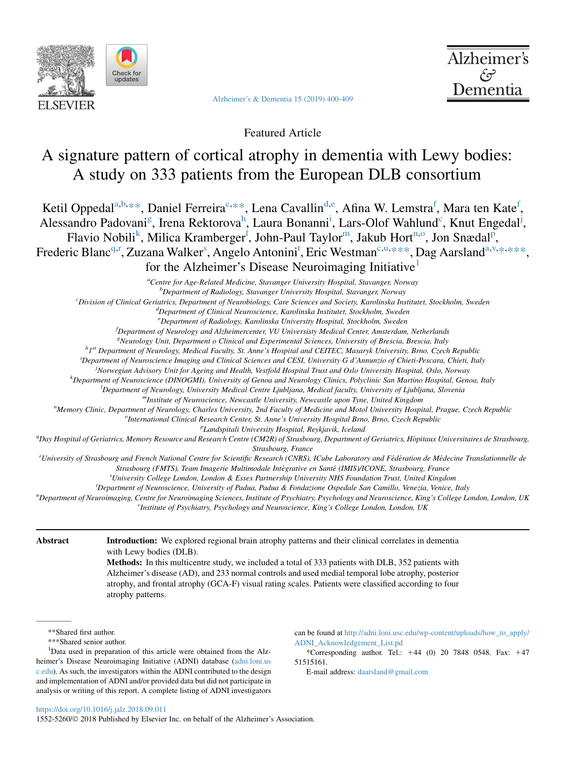Featured Article

# A signature pattern of cortical atrophy in dementia with Lewy bodies: A study on 333 patients from the European DLB consortium

Ketil Oppedal[a,b,**], Daniel Ferreira[c,**], Lena Cavallin[d,e], Afina W. Lemstra[f], Mara ten Kate[f], Alessandro Padovani[g], Irena Rektorova[h], Laura Bonanni[i], Lars-Olof Wahlund[c], Knut Engedal[j], Flavio Nobili[k], Milica Kramberger[l], John-Paul Taylor[m], Jakub Hort[n,o], Jon Snædal[p], Frederic Blanc[q,r], Zuzana Walker[s], Angelo Antonini[t], Eric Westman[c,u,***], Dag Aarsland[a,v,*,***], for the Alzheimer's Disease Neuroimaging Initiative[1]

[a]Centre for Age-Related Medicine, Stavanger University Hospital, Stavanger, Norway

[b]Department of Radiology, Stavanger University Hospital, Stavanger, Norway

[c]Division of Clinical Geriatrics, Department of Neurobiology, Care Sciences and Society, Karolinska Institutet, Stockholm, Sweden

[d]Department of Clinical Neuroscience, Karolinska Institutet, Stockholm, Sweden

[e]Department of Radiology, Karolinska University Hospital, Stockholm, Sweden

[f]Department of Neurology and Alzheimercenter, VU Universisty Medical Center, Amsterdam, Netherlands

[g]Neurology Unit, Department o Clinical and Experimental Sciences, University of Brescia, Brescia, Italy

[h]1st Department of Neurology, Medical Faculty, St. Anne's Hospital and CEITEC, Masaryk University, Brno, Czech Republic

[i]Department of Neuroscience Imaging and Clinical Sciences and CESI, University G d'Annunzio of Chieti-Pescara, Chieti, Italy

[j]Norwegian Advisory Unit for Ageing and Health, Vestfold Hospital Trust and Oslo University Hospital, Oslo, Norway

[k]Department of Neuroscience (DINOGMI), University of Genoa and Neurology Clinics, Polyclinic San Martino Hospital, Genoa, Italy

[l]Department of Neurology, University Medical Centre Ljubljana, Medical faculty, University of Ljubljana, Slovenia

[m]Institute of Neuroscience, Newcastle University, Newcastle upon Tyne, United Kingdom

[n]Memory Clinic, Department of Neurology, Charles University, 2nd Faculty of Medicine and Motol University Hospital, Prague, Czech Republic

[o]International Clinical Research Center, St. Anne's University Hospital Brno, Brno, Czech Republic

[p]Landspitali University Hospital, Reykjavik, Iceland

[q]Day Hospital of Geriatrics, Memory Resource and Research Centre (CM2R) of Strasbourg, Department of Geriatrics, Hôpitaux Universitaires de Strasbourg, Strasbourg, France

[r]University of Strasbourg and French National Centre for Scientific Research (CNRS), ICube Laboratory and Fédération de Médecine Translationnelle de Strasbourg (FMTS), Team Imagerie Multimodale Intégrative en Santé (IMIS)/ICONE, Strasbourg, France

[s]University College London, London & Essex Partnership University NHS Foundation Trust, United Kingdom

[t]Department of Neuroscience, University of Padua, Padua & Fondazione Ospedale San Camillo, Venezia, Venice, Italy

[u]Department of Neuroimaging, Centre for Neuroimaging Sciences, Institute of Psychiatry, Psychology and Neuroscience, King's College London, London, UK

[v]Institute of Psychiatry, Psychology and Neuroscience, King's College London, London, UK

**Abstract**

**Introduction:** We explored regional brain atrophy patterns and their clinical correlates in dementia with Lewy bodies (DLB).

**Methods:** In this multicentre study, we included a total of 333 patients with DLB, 352 patients with Alzheimer's disease (AD), and 233 normal controls and used medial temporal lobe atrophy, posterior atrophy, and frontal atrophy (GCA-F) visual rating scales. Patients were classified according to four atrophy patterns.

**Shared first author.

***Shared senior author.

[1]Data used in preparation of this article were obtained from the Alzheimer's Disease Neuroimaging Initiative (ADNI) database (adni.loni.usc.edu). As such, the investigators within the ADNI contributed to the design and implementation of ADNI and/or provided data but did not participate in analysis or writing of this report. A complete listing of ADNI investigators can be found at http://adni.loni.usc.edu/wp-content/uploads/how_to_apply/ADNI_Acknowledgement_List.pd

*Corresponding author. Tel.: +44 (0) 20 7848 0548. Fax: +47 51515161.

E-mail address: daarsland@gmail.com

https://doi.org/10.1016/j.jalz.2018.09.011

1552-5260/© 2018 Published by Elsevier Inc. on behalf of the Alzheimer's Association.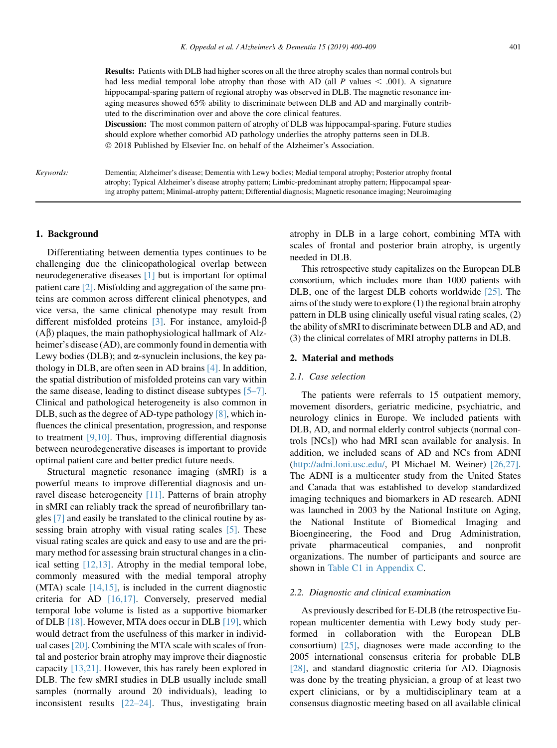**Results:** Patients with DLB had higher scores on all the three atrophy scales than normal controls but had less medial temporal lobe atrophy than those with AD (all $P$ values $< .001$). A signature hippocampal-sparing pattern of regional atrophy was observed in DLB. The magnetic resonance imaging measures showed 65% ability to discriminate between DLB and AD and marginally contributed to the discrimination over and above the core clinical features.

**Discussion:** The most common pattern of atrophy of DLB was hippocampal-sparing. Future studies should explore whether comorbid AD pathology underlies the atrophy patterns seen in DLB.

© 2018 Published by Elsevier Inc. on behalf of the Alzheimer's Association.

*Keywords:* Dementia; Alzheimer's disease; Dementia with Lewy bodies; Medial temporal atrophy; Posterior atrophy frontal atrophy; Typical Alzheimer's disease atrophy pattern; Limbic-predominant atrophy pattern; Hippocampal spearing atrophy pattern; Minimal-atrophy pattern; Differential diagnosis; Magnetic resonance imaging; Neuroimaging

## 1. Background

Differentiating between dementia types continues to be challenging due the clinicopathological overlap between neurodegenerative diseases [1] but is important for optimal patient care [2]. Misfolding and aggregation of the same proteins are common across different clinical phenotypes, and vice versa, the same clinical phenotype may result from different misfolded proteins [3]. For instance, amyloid-β (Aβ) plaques, the main pathophysiological hallmark of Alzheimer's disease (AD), are commonly found in dementia with Lewy bodies (DLB); and α-synuclein inclusions, the key pathology in DLB, are often seen in AD brains [4]. In addition, the spatial distribution of misfolded proteins can vary within the same disease, leading to distinct disease subtypes [5–7]. Clinical and pathological heterogeneity is also common in DLB, such as the degree of AD-type pathology [8], which influences the clinical presentation, progression, and response to treatment [9,10]. Thus, improving differential diagnosis between neurodegenerative diseases is important to provide optimal patient care and better predict future needs.

Structural magnetic resonance imaging (sMRI) is a powerful means to improve differential diagnosis and unravel disease heterogeneity [11]. Patterns of brain atrophy in sMRI can reliably track the spread of neurofibrillary tangles [7] and easily be translated to the clinical routine by assessing brain atrophy with visual rating scales [5]. These visual rating scales are quick and easy to use and are the primary method for assessing brain structural changes in a clinical setting [12,13]. Atrophy in the medial temporal lobe, commonly measured with the medial temporal atrophy (MTA) scale [14,15], is included in the current diagnostic criteria for AD [16,17]. Conversely, preserved medial temporal lobe volume is listed as a supportive biomarker of DLB [18]. However, MTA does occur in DLB [19], which would detract from the usefulness of this marker in individual cases [20]. Combining the MTA scale with scales of frontal and posterior brain atrophy may improve their diagnostic capacity [13,21]. However, this has rarely been explored in DLB. The few sMRI studies in DLB usually include small samples (normally around 20 individuals), leading to inconsistent results [22–24]. Thus, investigating brain atrophy in DLB in a large cohort, combining MTA with scales of frontal and posterior brain atrophy, is urgently needed in DLB.

This retrospective study capitalizes on the European DLB consortium, which includes more than 1000 patients with DLB, one of the largest DLB cohorts worldwide [25]. The aims of the study were to explore (1) the regional brain atrophy pattern in DLB using clinically useful visual rating scales, (2) the ability of sMRI to discriminate between DLB and AD, and (3) the clinical correlates of MRI atrophy patterns in DLB.

## 2. Material and methods

### 2.1. Case selection

The patients were referrals to 15 outpatient memory, movement disorders, geriatric medicine, psychiatric, and neurology clinics in Europe. We included patients with DLB, AD, and normal elderly control subjects (normal controls [NCs]) who had MRI scan available for analysis. In addition, we included scans of AD and NCs from ADNI (http://adni.loni.usc.edu/, PI Michael M. Weiner) [26,27]. The ADNI is a multicenter study from the United States and Canada that was established to develop standardized imaging techniques and biomarkers in AD research. ADNI was launched in 2003 by the National Institute on Aging, the National Institute of Biomedical Imaging and Bioengineering, the Food and Drug Administration, private pharmaceutical companies, and nonprofit organizations. The number of participants and source are shown in Table C1 in Appendix C.

### 2.2. Diagnostic and clinical examination

As previously described for E-DLB (the retrospective European multicenter dementia with Lewy body study performed in collaboration with the European DLB consortium) [25], diagnoses were made according to the 2005 international consensus criteria for probable DLB [28], and standard diagnostic criteria for AD. Diagnosis was done by the treating physician, a group of at least two expert clinicians, or by a multidisciplinary team at a consensus diagnostic meeting based on all available clinical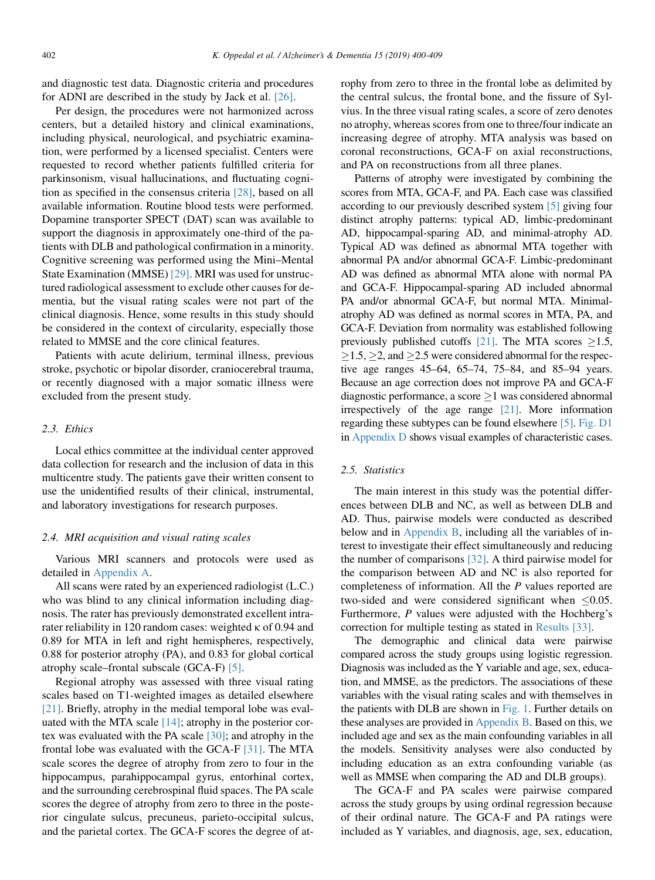and diagnostic test data. Diagnostic criteria and procedures for ADNI are described in the study by Jack et al. [26].

Per design, the procedures were not harmonized across centers, but a detailed history and clinical examinations, including physical, neurological, and psychiatric examination, were performed by a licensed specialist. Centers were requested to record whether patients fulfilled criteria for parkinsonism, visual hallucinations, and fluctuating cognition as specified in the consensus criteria [28], based on all available information. Routine blood tests were performed. Dopamine transporter SPECT (DAT) scan was available to support the diagnosis in approximately one-third of the patients with DLB and pathological confirmation in a minority. Cognitive screening was performed using the Mini–Mental State Examination (MMSE) [29]. MRI was used for unstructured radiological assessment to exclude other causes for dementia, but the visual rating scales were not part of the clinical diagnosis. Hence, some results in this study should be considered in the context of circularity, especially those related to MMSE and the core clinical features.

Patients with acute delirium, terminal illness, previous stroke, psychotic or bipolar disorder, craniocerebral trauma, or recently diagnosed with a major somatic illness were excluded from the present study.

### 2.3. Ethics

Local ethics committee at the individual center approved data collection for research and the inclusion of data in this multicentre study. The patients gave their written consent to use the unidentified results of their clinical, instrumental, and laboratory investigations for research purposes.

### 2.4. MRI acquisition and visual rating scales

Various MRI scanners and protocols were used as detailed in Appendix A.

All scans were rated by an experienced radiologist (L.C.) who was blind to any clinical information including diagnosis. The rater has previously demonstrated excellent intrarater reliability in 120 random cases: weighted κ of 0.94 and 0.89 for MTA in left and right hemispheres, respectively, 0.88 for posterior atrophy (PA), and 0.83 for global cortical atrophy scale–frontal subscale (GCA-F) [5].

Regional atrophy was assessed with three visual rating scales based on T1-weighted images as detailed elsewhere [21]. Briefly, atrophy in the medial temporal lobe was evaluated with the MTA scale [14]; atrophy in the posterior cortex was evaluated with the PA scale [30]; and atrophy in the frontal lobe was evaluated with the GCA-F [31]. The MTA scale scores the degree of atrophy from zero to four in the hippocampus, parahippocampal gyrus, entorhinal cortex, and the surrounding cerebrospinal fluid spaces. The PA scale scores the degree of atrophy from zero to three in the posterior cingulate sulcus, precuneus, parieto-occipital sulcus, and the parietal cortex. The GCA-F scores the degree of atrophy from zero to three in the frontal lobe as delimited by the central sulcus, the frontal bone, and the fissure of Sylvius. In the three visual rating scales, a score of zero denotes no atrophy, whereas scores from one to three/four indicate an increasing degree of atrophy. MTA analysis was based on coronal reconstructions, GCA-F on axial reconstructions, and PA on reconstructions from all three planes.

Patterns of atrophy were investigated by combining the scores from MTA, GCA-F, and PA. Each case was classified according to our previously described system [5] giving four distinct atrophy patterns: typical AD, limbic-predominant AD, hippocampal-sparing AD, and minimal-atrophy AD. Typical AD was defined as abnormal MTA together with abnormal PA and/or abnormal GCA-F. Limbic-predominant AD was defined as abnormal MTA alone with normal PA and GCA-F. Hippocampal-sparing AD included abnormal PA and/or abnormal GCA-F, but normal MTA. Minimal-atrophy AD was defined as normal scores in MTA, PA, and GCA-F. Deviation from normality was established following previously published cutoffs [21]. The MTA scores $\geq$1.5, $\geq$1.5, $\geq$2, and $\geq$2.5 were considered abnormal for the respective age ranges 45–64, 65–74, 75–84, and 85–94 years. Because an age correction does not improve PA and GCA-F diagnostic performance, a score $\geq$1 was considered abnormal irrespectively of the age range [21]. More information regarding these subtypes can be found elsewhere [5]. Fig. D1 in Appendix D shows visual examples of characteristic cases.

### 2.5. Statistics

The main interest in this study was the potential differences between DLB and NC, as well as between DLB and AD. Thus, pairwise models were conducted as described below and in Appendix B, including all the variables of interest to investigate their effect simultaneously and reducing the number of comparisons [32]. A third pairwise model for the comparison between AD and NC is also reported for completeness of information. All the *P* values reported are two-sided and were considered significant when $\leq$0.05. Furthermore, *P* values were adjusted with the Hochberg's correction for multiple testing as stated in Results [33].

The demographic and clinical data were pairwise compared across the study groups using logistic regression. Diagnosis was included as the Y variable and age, sex, education, and MMSE, as the predictors. The associations of these variables with the visual rating scales and with themselves in the patients with DLB are shown in Fig. 1. Further details on these analyses are provided in Appendix B. Based on this, we included age and sex as the main confounding variables in all the models. Sensitivity analyses were also conducted by including education as an extra confounding variable (as well as MMSE when comparing the AD and DLB groups).

The GCA-F and PA scales were pairwise compared across the study groups by using ordinal regression because of their ordinal nature. The GCA-F and PA ratings were included as Y variables, and diagnosis, age, sex, education,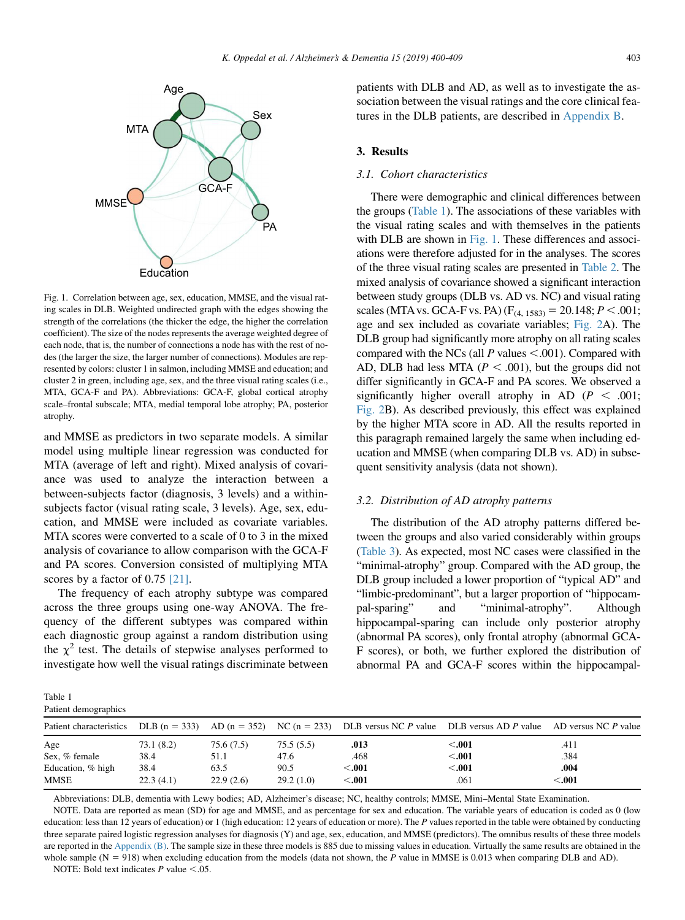Fig. 1. Correlation between age, sex, education, MMSE, and the visual rating scales in DLB. Weighted undirected graph with the edges showing the strength of the correlations (the thicker the edge, the higher the correlation coefficient). The size of the nodes represents the average weighted degree of each node, that is, the number of connections a node has with the rest of nodes (the larger the size, the larger number of connections). Modules are represented by colors: cluster 1 in salmon, including MMSE and education; and cluster 2 in green, including age, sex, and the three visual rating scales (i.e., MTA, GCA-F and PA). Abbreviations: GCA-F, global cortical atrophy scale–frontal subscale; MTA, medial temporal lobe atrophy; PA, posterior atrophy.

and MMSE as predictors in two separate models. A similar model using multiple linear regression was conducted for MTA (average of left and right). Mixed analysis of covariance was used to analyze the interaction between a between-subjects factor (diagnosis, 3 levels) and a within-subjects factor (visual rating scale, 3 levels). Age, sex, education, and MMSE were included as covariate variables. MTA scores were converted to a scale of 0 to 3 in the mixed analysis of covariance to allow comparison with the GCA-F and PA scores. Conversion consisted of multiplying MTA scores by a factor of 0.75 [21].

The frequency of each atrophy subtype was compared across the three groups using one-way ANOVA. The frequency of the different subtypes was compared within each diagnostic group against a random distribution using the $\chi^2$ test. The details of stepwise analyses performed to investigate how well the visual ratings discriminate between patients with DLB and AD, as well as to investigate the association between the visual ratings and the core clinical features in the DLB patients, are described in Appendix B.

## 3. Results

### 3.1. Cohort characteristics

There were demographic and clinical differences between the groups (Table 1). The associations of these variables with the visual rating scales and with themselves in the patients with DLB are shown in Fig. 1. These differences and associations were therefore adjusted for in the analyses. The scores of the three visual rating scales are presented in Table 2. The mixed analysis of covariance showed a significant interaction between study groups (DLB vs. AD vs. NC) and visual rating scales (MTA vs. GCA-F vs. PA) ($F_{(4, 1583)} = 20.148$; $P < .001$; age and sex included as covariate variables; Fig. 2A). The DLB group had significantly more atrophy on all rating scales compared with the NCs (all $P$ values <.001). Compared with AD, DLB had less MTA ($P < .001$), but the groups did not differ significantly in GCA-F and PA scores. We observed a significantly higher overall atrophy in AD ($P < .001$; Fig. 2B). As described previously, this effect was explained by the higher MTA score in AD. All the results reported in this paragraph remained largely the same when including education and MMSE (when comparing DLB vs. AD) in subsequent sensitivity analysis (data not shown).

### 3.2. Distribution of AD atrophy patterns

The distribution of the AD atrophy patterns differed between the groups and also varied considerably within groups (Table 3). As expected, most NC cases were classified in the "minimal-atrophy" group. Compared with the AD group, the DLB group included a lower proportion of "typical AD" and "limbic-predominant", but a larger proportion of "hippocampal-sparing" and "minimal-atrophy". Although hippocampal-sparing can include only posterior atrophy (abnormal PA scores), only frontal atrophy (abnormal GCA-F scores), or both, we further explored the distribution of abnormal PA and GCA-F scores within the hippocampal-

Table 1
Patient demographics

| Patient characteristics | DLB (n = 333) | AD (n = 352) | NC (n = 233) | DLB versus NC P value | DLB versus AD P value | AD versus NC P value |
|---|---|---|---|---|---|---|
| Age | 73.1 (8.2) | 75.6 (7.5) | 75.5 (5.5) | **.013** | **<.001** | .411 |
| Sex, % female | 38.4 | 51.1 | 47.6 | .468 | **<.001** | .384 |
| Education, % high | 38.4 | 63.5 | 90.5 | **<.001** | **<.001** | **.004** |
| MMSE | 22.3 (4.1) | 22.9 (2.6) | 29.2 (1.0) | **<.001** | .061 | **<.001** |

Abbreviations: DLB, dementia with Lewy bodies; AD, Alzheimer's disease; NC, healthy controls; MMSE, Mini–Mental State Examination.

NOTE. Data are reported as mean (SD) for age and MMSE, and as percentage for sex and education. The variable years of education is coded as 0 (low education: less than 12 years of education) or 1 (high education: 12 years of education or more). The $P$ values reported in the table were obtained by conducting three separate paired logistic regression analyses for diagnosis (Y) and age, sex, education, and MMSE (predictors). The omnibus results of these three models are reported in the Appendix (B). The sample size in these three models is 885 due to missing values in education. Virtually the same results are obtained in the whole sample (N = 918) when excluding education from the models (data not shown, the $P$ value in MMSE is 0.013 when comparing DLB and AD).

NOTE: Bold text indicates $P$ value <.05.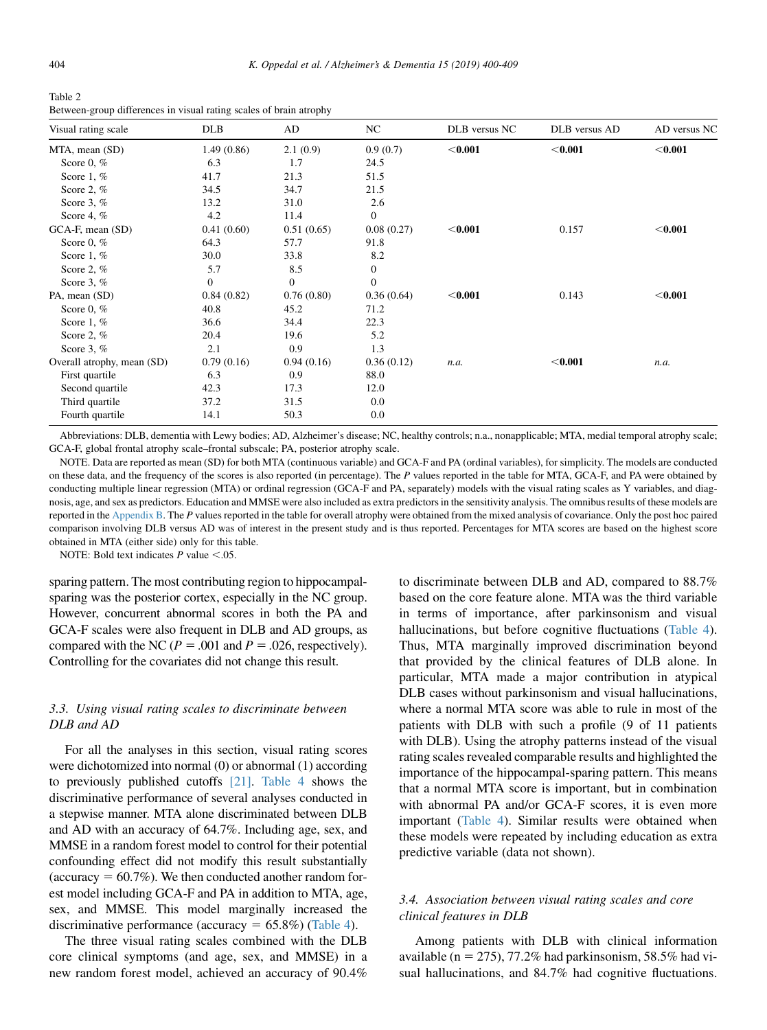Table 2
Between-group differences in visual rating scales of brain atrophy

| Visual rating scale | DLB | AD | NC | DLB versus NC | DLB versus AD | AD versus NC |
|---|---|---|---|---|---|---|
| MTA, mean (SD) | 1.49 (0.86) | 2.1 (0.9) | 0.9 (0.7) | **<0.001** | **<0.001** | **<0.001** |
| Score 0, % | 6.3 | 1.7 | 24.5 | | | |
| Score 1, % | 41.7 | 21.3 | 51.5 | | | |
| Score 2, % | 34.5 | 34.7 | 21.5 | | | |
| Score 3, % | 13.2 | 31.0 | 2.6 | | | |
| Score 4, % | 4.2 | 11.4 | 0 | | | |
| GCA-F, mean (SD) | 0.41 (0.60) | 0.51 (0.65) | 0.08 (0.27) | **<0.001** | 0.157 | **<0.001** |
| Score 0, % | 64.3 | 57.7 | 91.8 | | | |
| Score 1, % | 30.0 | 33.8 | 8.2 | | | |
| Score 2, % | 5.7 | 8.5 | 0 | | | |
| Score 3, % | 0 | 0 | 0 | | | |
| PA, mean (SD) | 0.84 (0.82) | 0.76 (0.80) | 0.36 (0.64) | **<0.001** | 0.143 | **<0.001** |
| Score 0, % | 40.8 | 45.2 | 71.2 | | | |
| Score 1, % | 36.6 | 34.4 | 22.3 | | | |
| Score 2, % | 20.4 | 19.6 | 5.2 | | | |
| Score 3, % | 2.1 | 0.9 | 1.3 | | | |
| Overall atrophy, mean (SD) | 0.79 (0.16) | 0.94 (0.16) | 0.36 (0.12) | *n.a.* | **<0.001** | *n.a.* |
| First quartile | 6.3 | 0.9 | 88.0 | | | |
| Second quartile | 42.3 | 17.3 | 12.0 | | | |
| Third quartile | 37.2 | 31.5 | 0.0 | | | |
| Fourth quartile | 14.1 | 50.3 | 0.0 | | | |

Abbreviations: DLB, dementia with Lewy bodies; AD, Alzheimer's disease; NC, healthy controls; n.a., nonapplicable; MTA, medial temporal atrophy scale; GCA-F, global frontal atrophy scale–frontal subscale; PA, posterior atrophy scale.

NOTE. Data are reported as mean (SD) for both MTA (continuous variable) and GCA-F and PA (ordinal variables), for simplicity. The models are conducted on these data, and the frequency of the scores is also reported (in percentage). The *P* values reported in the table for MTA, GCA-F, and PA were obtained by conducting multiple linear regression (MTA) or ordinal regression (GCA-F and PA, separately) models with the visual rating scales as Y variables, and diagnosis, age, and sex as predictors. Education and MMSE were also included as extra predictors in the sensitivity analysis. The omnibus results of these models are reported in the Appendix B. The *P* values reported in the table for overall atrophy were obtained from the mixed analysis of covariance. Only the post hoc paired comparison involving DLB versus AD was of interest in the present study and is thus reported. Percentages for MTA scores are based on the highest score obtained in MTA (either side) only for this table.

NOTE: Bold text indicates *P* value <.05.

sparing pattern. The most contributing region to hippocampal-sparing was the posterior cortex, especially in the NC group. However, concurrent abnormal scores in both the PA and GCA-F scales were also frequent in DLB and AD groups, as compared with the NC ($P = .001$ and $P = .026$, respectively). Controlling for the covariates did not change this result.

### 3.3. Using visual rating scales to discriminate between DLB and AD

For all the analyses in this section, visual rating scores were dichotomized into normal (0) or abnormal (1) according to previously published cutoffs [21]. Table 4 shows the discriminative performance of several analyses conducted in a stepwise manner. MTA alone discriminated between DLB and AD with an accuracy of 64.7%. Including age, sex, and MMSE in a random forest model to control for their potential confounding effect did not modify this result substantially (accuracy = 60.7%). We then conducted another random forest model including GCA-F and PA in addition to MTA, age, sex, and MMSE. This model marginally increased the discriminative performance (accuracy = 65.8%) (Table 4).

The three visual rating scales combined with the DLB core clinical symptoms (and age, sex, and MMSE) in a new random forest model, achieved an accuracy of 90.4% to discriminate between DLB and AD, compared to 88.7% based on the core feature alone. MTA was the third variable in terms of importance, after parkinsonism and visual hallucinations, but before cognitive fluctuations (Table 4). Thus, MTA marginally improved discrimination beyond that provided by the clinical features of DLB alone. In particular, MTA made a major contribution in atypical DLB cases without parkinsonism and visual hallucinations, where a normal MTA score was able to rule in most of the patients with DLB with such a profile (9 of 11 patients with DLB). Using the atrophy patterns instead of the visual rating scales revealed comparable results and highlighted the importance of the hippocampal-sparing pattern. This means that a normal MTA score is important, but in combination with abnormal PA and/or GCA-F scores, it is even more important (Table 4). Similar results were obtained when these models were repeated by including education as extra predictive variable (data not shown).

### 3.4. Association between visual rating scales and core clinical features in DLB

Among patients with DLB with clinical information available (n = 275), 77.2% had parkinsonism, 58.5% had visual hallucinations, and 84.7% had cognitive fluctuations.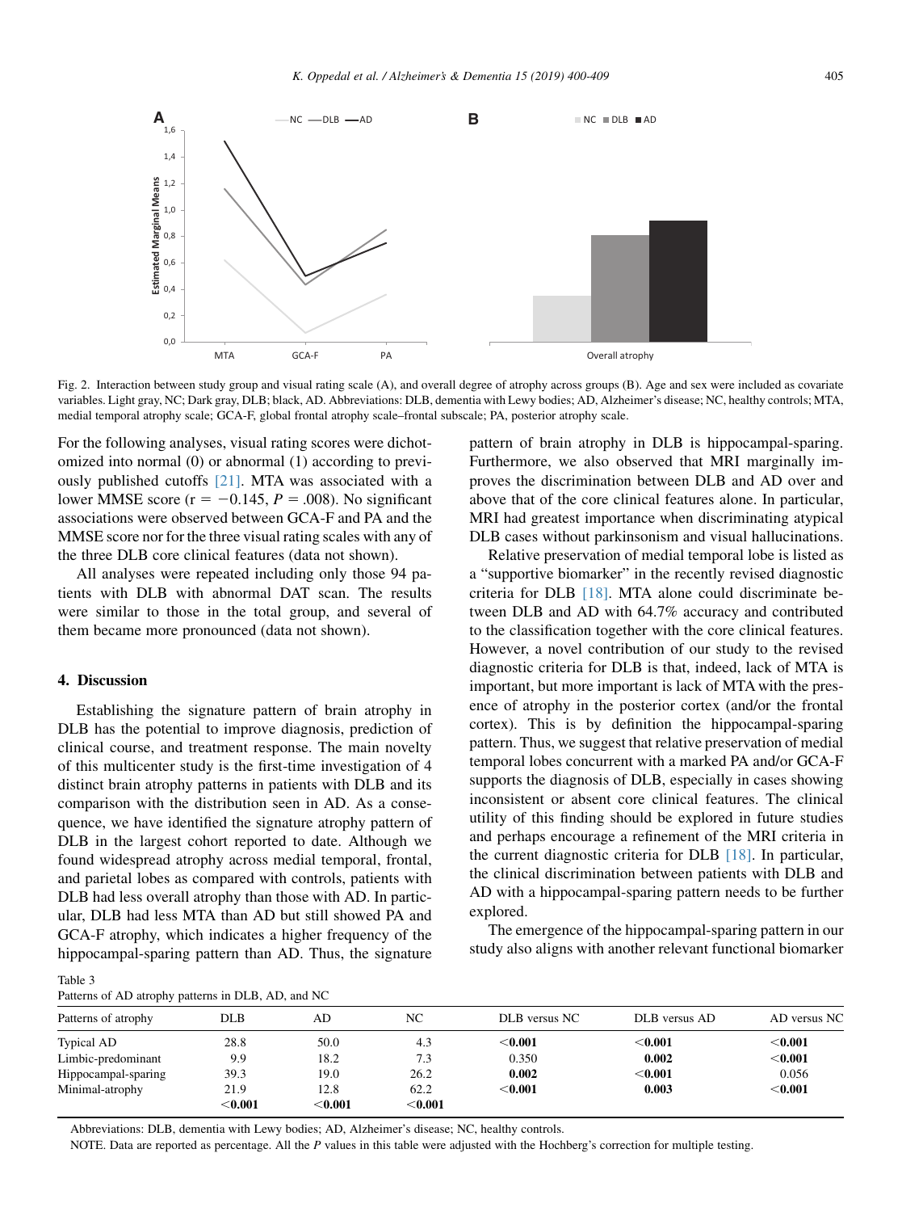A

— NC — DLB — AD

1,6
1,4
1,2
1,0
0,8
0,6
0,4
0,2
0,0

Estimated Marginal Means

MTA GCA-F PA

B

■ NC ■ DLB ■ AD

Overall atrophy

Fig. 2. Interaction between study group and visual rating scale (A), and overall degree of atrophy across groups (B). Age and sex were included as covariate variables. Light gray, NC; Dark gray, DLB; black, AD. Abbreviations: DLB, dementia with Lewy bodies; AD, Alzheimer's disease; NC, healthy controls; MTA, medial temporal atrophy scale; GCA-F, global frontal atrophy scale–frontal subscale; PA, posterior atrophy scale.

For the following analyses, visual rating scores were dichotomized into normal (0) or abnormal (1) according to previously published cutoffs [21]. MTA was associated with a lower MMSE score ($r = -0.145$, $P = .008$). No significant associations were observed between GCA-F and PA and the MMSE score nor for the three visual rating scales with any of the three DLB core clinical features (data not shown).

All analyses were repeated including only those 94 patients with DLB with abnormal DAT scan. The results were similar to those in the total group, and several of them became more pronounced (data not shown).

## 4. Discussion

Establishing the signature pattern of brain atrophy in DLB has the potential to improve diagnosis, prediction of clinical course, and treatment response. The main novelty of this multicenter study is the first-time investigation of 4 distinct brain atrophy patterns in patients with DLB and its comparison with the distribution seen in AD. As a consequence, we have identified the signature atrophy pattern of DLB in the largest cohort reported to date. Although we found widespread atrophy across medial temporal, frontal, and parietal lobes as compared with controls, patients with DLB had less overall atrophy than those with AD. In particular, DLB had less MTA than AD but still showed PA and GCA-F atrophy, which indicates a higher frequency of the hippocampal-sparing pattern than AD. Thus, the signature pattern of brain atrophy in DLB is hippocampal-sparing. Furthermore, we also observed that MRI marginally improves the discrimination between DLB and AD over and above that of the core clinical features alone. In particular, MRI had greatest importance when discriminating atypical DLB cases without parkinsonism and visual hallucinations.

Relative preservation of medial temporal lobe is listed as a "supportive biomarker" in the recently revised diagnostic criteria for DLB [18]. MTA alone could discriminate between DLB and AD with 64.7% accuracy and contributed to the classification together with the core clinical features. However, a novel contribution of our study to the revised diagnostic criteria for DLB is that, indeed, lack of MTA is important, but more important is lack of MTA with the presence of atrophy in the posterior cortex (and/or the frontal cortex). This is by definition the hippocampal-sparing pattern. Thus, we suggest that relative preservation of medial temporal lobes concurrent with a marked PA and/or GCA-F supports the diagnosis of DLB, especially in cases showing inconsistent or absent core clinical features. The clinical utility of this finding should be explored in future studies and perhaps encourage a refinement of the MRI criteria in the current diagnostic criteria for DLB [18]. In particular, the clinical discrimination between patients with DLB and AD with a hippocampal-sparing pattern needs to be further explored.

The emergence of the hippocampal-sparing pattern in our study also aligns with another relevant functional biomarker

Table 3
Patterns of AD atrophy patterns in DLB, AD, and NC

| Patterns of atrophy | DLB | AD | NC | DLB versus NC | DLB versus AD | AD versus NC |
|---|---|---|---|---|---|---|
| Typical AD | 28.8 | 50.0 | 4.3 | **<0.001** | **<0.001** | **<0.001** |
| Limbic-predominant | 9.9 | 18.2 | 7.3 | 0.350 | **0.002** | **<0.001** |
| Hippocampal-sparing | 39.3 | 19.0 | 26.2 | **0.002** | **<0.001** | 0.056 |
| Minimal-atrophy | 21.9 | 12.8 | 62.2 | **<0.001** | **0.003** | **<0.001** |
| | **<0.001** | **<0.001** | **<0.001** | | | |

Abbreviations: DLB, dementia with Lewy bodies; AD, Alzheimer's disease; NC, healthy controls.

NOTE. Data are reported as percentage. All the *P* values in this table were adjusted with the Hochberg's correction for multiple testing.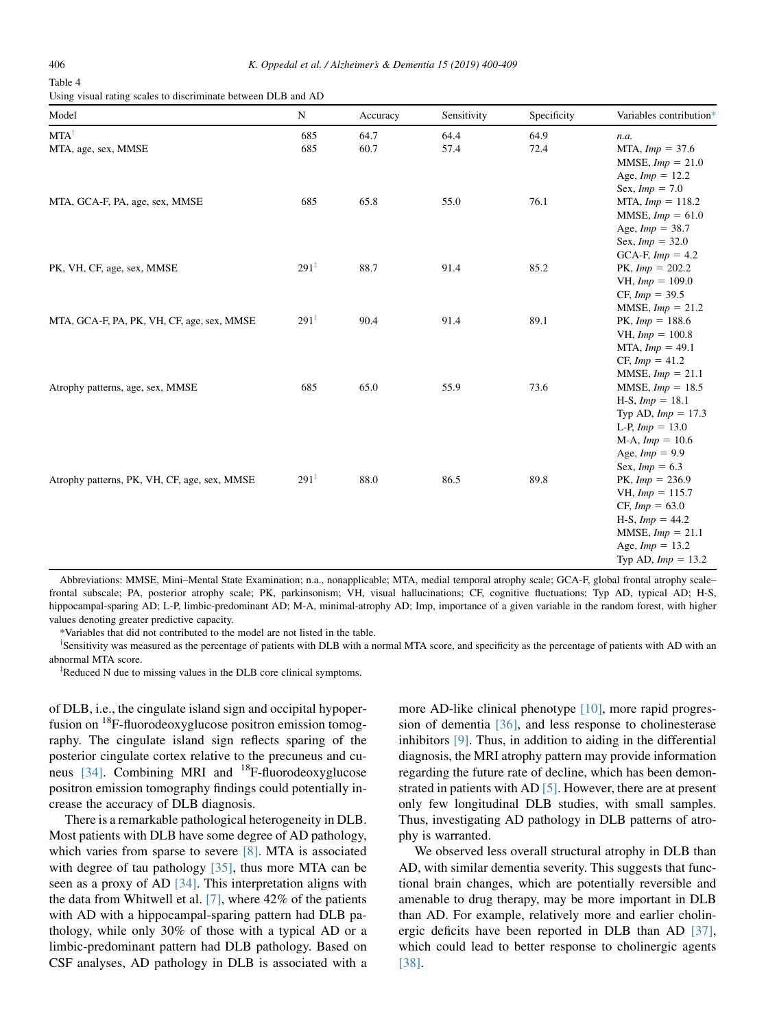Table 4
Using visual rating scales to discriminate between DLB and AD

| Model | N | Accuracy | Sensitivity | Specificity | Variables contribution* |
|---|---|---|---|---|---|
| MTA[†] | 685 | 64.7 | 64.4 | 64.9 | *n.a.* |
| MTA, age, sex, MMSE | 685 | 60.7 | 57.4 | 72.4 | MTA, *Imp* = 37.6<br>MMSE, *Imp* = 21.0<br>Age, *Imp* = 12.2<br>Sex, *Imp* = 7.0 |
| MTA, GCA-F, PA, age, sex, MMSE | 685 | 65.8 | 55.0 | 76.1 | MTA, *Imp* = 118.2<br>MMSE, *Imp* = 61.0<br>Age, *Imp* = 38.7<br>Sex, *Imp* = 32.0<br>GCA-F, *Imp* = 4.2 |
| PK, VH, CF, age, sex, MMSE | 291[‡] | 88.7 | 91.4 | 85.2 | PK, *Imp* = 202.2<br>VH, *Imp* = 109.0<br>CF, *Imp* = 39.5<br>MMSE, *Imp* = 21.2 |
| MTA, GCA-F, PA, PK, VH, CF, age, sex, MMSE | 291[‡] | 90.4 | 91.4 | 89.1 | PK, *Imp* = 188.6<br>VH, *Imp* = 100.8<br>MTA, *Imp* = 49.1<br>CF, *Imp* = 41.2<br>MMSE, *Imp* = 21.1 |
| Atrophy patterns, age, sex, MMSE | 685 | 65.0 | 55.9 | 73.6 | MMSE, *Imp* = 18.5<br>H-S, *Imp* = 18.1<br>Typ AD, *Imp* = 17.3<br>L-P, *Imp* = 13.0<br>M-A, *Imp* = 10.6<br>Age, *Imp* = 9.9<br>Sex, *Imp* = 6.3 |
| Atrophy patterns, PK, VH, CF, age, sex, MMSE | 291[‡] | 88.0 | 86.5 | 89.8 | PK, *Imp* = 236.9<br>VH, *Imp* = 115.7<br>CF, *Imp* = 63.0<br>H-S, *Imp* = 44.2<br>MMSE, *Imp* = 21.1<br>Age, *Imp* = 13.2<br>Typ AD, *Imp* = 13.2 |

Abbreviations: MMSE, Mini–Mental State Examination; n.a., nonapplicable; MTA, medial temporal atrophy scale; GCA-F, global frontal atrophy scale–frontal subscale; PA, posterior atrophy scale; PK, parkinsonism; VH, visual hallucinations; CF, cognitive fluctuations; Typ AD, typical AD; H-S, hippocampal-sparing AD; L-P, limbic-predominant AD; M-A, minimal-atrophy AD; Imp, importance of a given variable in the random forest, with higher values denoting greater predictive capacity.

*Variables that did not contributed to the model are not listed in the table.

[†]Sensitivity was measured as the percentage of patients with DLB with a normal MTA score, and specificity as the percentage of patients with AD with an abnormal MTA score.

[‡]Reduced N due to missing values in the DLB core clinical symptoms.

of DLB, i.e., the cingulate island sign and occipital hypoperfusion on $^{18}$F-fluorodeoxyglucose positron emission tomography. The cingulate island sign reflects sparing of the posterior cingulate cortex relative to the precuneus and cuneus [34]. Combining MRI and $^{18}$F-fluorodeoxyglucose positron emission tomography findings could potentially increase the accuracy of DLB diagnosis.

There is a remarkable pathological heterogeneity in DLB. Most patients with DLB have some degree of AD pathology, which varies from sparse to severe [8]. MTA is associated with degree of tau pathology [35], thus more MTA can be seen as a proxy of AD [34]. This interpretation aligns with the data from Whitwell et al. [7], where 42% of the patients with AD with a hippocampal-sparing pattern had DLB pathology, while only 30% of those with a typical AD or a limbic-predominant pattern had DLB pathology. Based on CSF analyses, AD pathology in DLB is associated with a more AD-like clinical phenotype [10], more rapid progression of dementia [36], and less response to cholinesterase inhibitors [9]. Thus, in addition to aiding in the differential diagnosis, the MRI atrophy pattern may provide information regarding the future rate of decline, which has been demonstrated in patients with AD [5]. However, there are at present only few longitudinal DLB studies, with small samples. Thus, investigating AD pathology in DLB patterns of atrophy is warranted.

We observed less overall structural atrophy in DLB than AD, with similar dementia severity. This suggests that functional brain changes, which are potentially reversible and amenable to drug therapy, may be more important in DLB than AD. For example, relatively more and earlier cholinergic deficits have been reported in DLB than AD [37], which could lead to better response to cholinergic agents [38].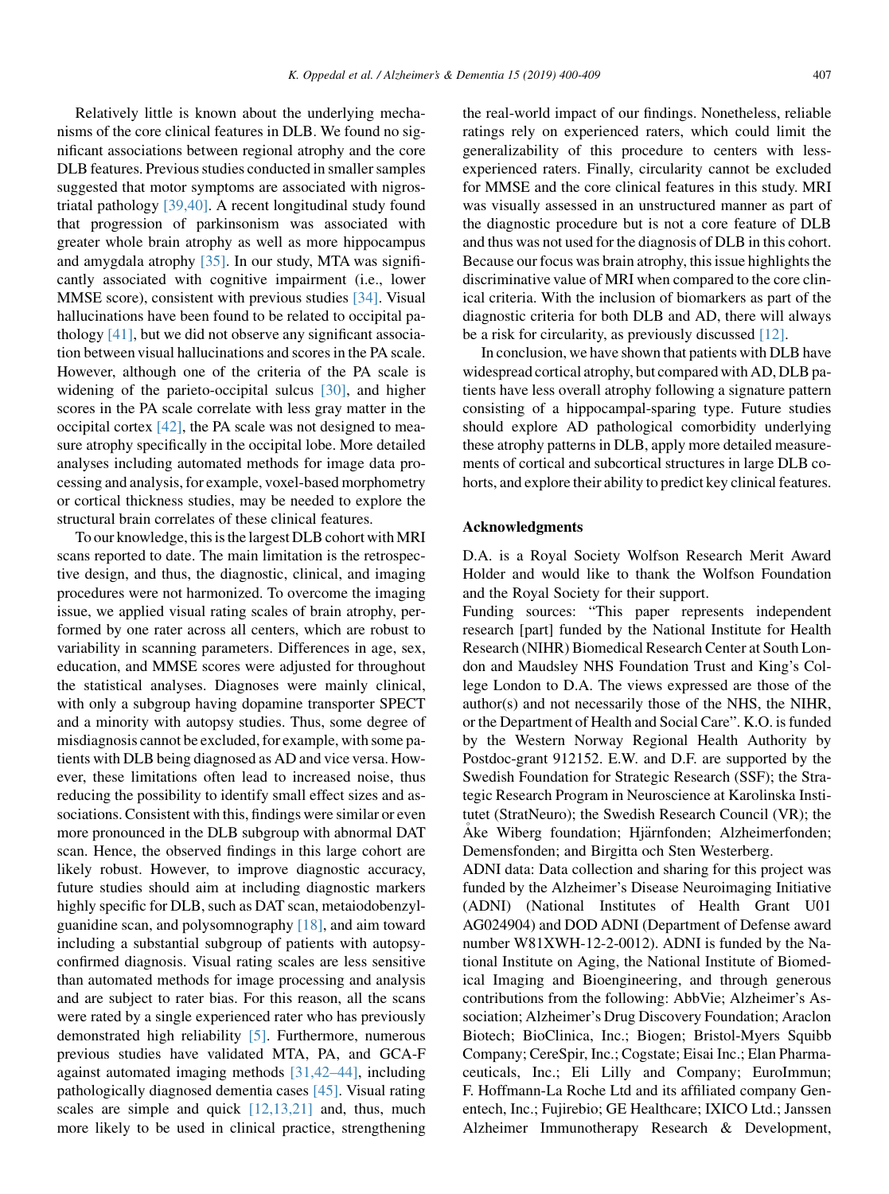Relatively little is known about the underlying mechanisms of the core clinical features in DLB. We found no significant associations between regional atrophy and the core DLB features. Previous studies conducted in smaller samples suggested that motor symptoms are associated with nigrostriatal pathology [39,40]. A recent longitudinal study found that progression of parkinsonism was associated with greater whole brain atrophy as well as more hippocampus and amygdala atrophy [35]. In our study, MTA was significantly associated with cognitive impairment (i.e., lower MMSE score), consistent with previous studies [34]. Visual hallucinations have been found to be related to occipital pathology [41], but we did not observe any significant association between visual hallucinations and scores in the PA scale. However, although one of the criteria of the PA scale is widening of the parieto-occipital sulcus [30], and higher scores in the PA scale correlate with less gray matter in the occipital cortex [42], the PA scale was not designed to measure atrophy specifically in the occipital lobe. More detailed analyses including automated methods for image data processing and analysis, for example, voxel-based morphometry or cortical thickness studies, may be needed to explore the structural brain correlates of these clinical features.

To our knowledge, this is the largest DLB cohort with MRI scans reported to date. The main limitation is the retrospective design, and thus, the diagnostic, clinical, and imaging procedures were not harmonized. To overcome the imaging issue, we applied visual rating scales of brain atrophy, performed by one rater across all centers, which are robust to variability in scanning parameters. Differences in age, sex, education, and MMSE scores were adjusted for throughout the statistical analyses. Diagnoses were mainly clinical, with only a subgroup having dopamine transporter SPECT and a minority with autopsy studies. Thus, some degree of misdiagnosis cannot be excluded, for example, with some patients with DLB being diagnosed as AD and vice versa. However, these limitations often lead to increased noise, thus reducing the possibility to identify small effect sizes and associations. Consistent with this, findings were similar or even more pronounced in the DLB subgroup with abnormal DAT scan. Hence, the observed findings in this large cohort are likely robust. However, to improve diagnostic accuracy, future studies should aim at including diagnostic markers highly specific for DLB, such as DAT scan, metaiodobenzylguanidine scan, and polysomnography [18], and aim toward including a substantial subgroup of patients with autopsy-confirmed diagnosis. Visual rating scales are less sensitive than automated methods for image processing and analysis and are subject to rater bias. For this reason, all the scans were rated by a single experienced rater who has previously demonstrated high reliability [5]. Furthermore, numerous previous studies have validated MTA, PA, and GCA-F against automated imaging methods [31,42–44], including pathologically diagnosed dementia cases [45]. Visual rating scales are simple and quick [12,13,21] and, thus, much more likely to be used in clinical practice, strengthening the real-world impact of our findings. Nonetheless, reliable ratings rely on experienced raters, which could limit the generalizability of this procedure to centers with less-experienced raters. Finally, circularity cannot be excluded for MMSE and the core clinical features in this study. MRI was visually assessed in an unstructured manner as part of the diagnostic procedure but is not a core feature of DLB and thus was not used for the diagnosis of DLB in this cohort. Because our focus was brain atrophy, this issue highlights the discriminative value of MRI when compared to the core clinical criteria. With the inclusion of biomarkers as part of the diagnostic criteria for both DLB and AD, there will always be a risk for circularity, as previously discussed [12].

In conclusion, we have shown that patients with DLB have widespread cortical atrophy, but compared with AD, DLB patients have less overall atrophy following a signature pattern consisting of a hippocampal-sparing type. Future studies should explore AD pathological comorbidity underlying these atrophy patterns in DLB, apply more detailed measurements of cortical and subcortical structures in large DLB cohorts, and explore their ability to predict key clinical features.

## Acknowledgments

D.A. is a Royal Society Wolfson Research Merit Award Holder and would like to thank the Wolfson Foundation and the Royal Society for their support.

Funding sources: "This paper represents independent research [part] funded by the National Institute for Health Research (NIHR) Biomedical Research Center at South London and Maudsley NHS Foundation Trust and King's College London to D.A. The views expressed are those of the author(s) and not necessarily those of the NHS, the NIHR, or the Department of Health and Social Care". K.O. is funded by the Western Norway Regional Health Authority by Postdoc-grant 912152. E.W. and D.F. are supported by the Swedish Foundation for Strategic Research (SSF); the Strategic Research Program in Neuroscience at Karolinska Institutet (StratNeuro); the Swedish Research Council (VR); the Åke Wiberg foundation; Hjärnfonden; Alzheimerfonden; Demensfonden; and Birgitta och Sten Westerberg.

ADNI data: Data collection and sharing for this project was funded by the Alzheimer's Disease Neuroimaging Initiative (ADNI) (National Institutes of Health Grant U01 AG024904) and DOD ADNI (Department of Defense award number W81XWH-12-2-0012). ADNI is funded by the National Institute on Aging, the National Institute of Biomedical Imaging and Bioengineering, and through generous contributions from the following: AbbVie; Alzheimer's Association; Alzheimer's Drug Discovery Foundation; Araclon Biotech; BioClinica, Inc.; Biogen; Bristol-Myers Squibb Company; CereSpir, Inc.; Cogstate; Eisai Inc.; Elan Pharmaceuticals, Inc.; Eli Lilly and Company; EuroImmun; F. Hoffmann-La Roche Ltd and its affiliated company Genentech, Inc.; Fujirebio; GE Healthcare; IXICO Ltd.; Janssen Alzheimer Immunotherapy Research & Development,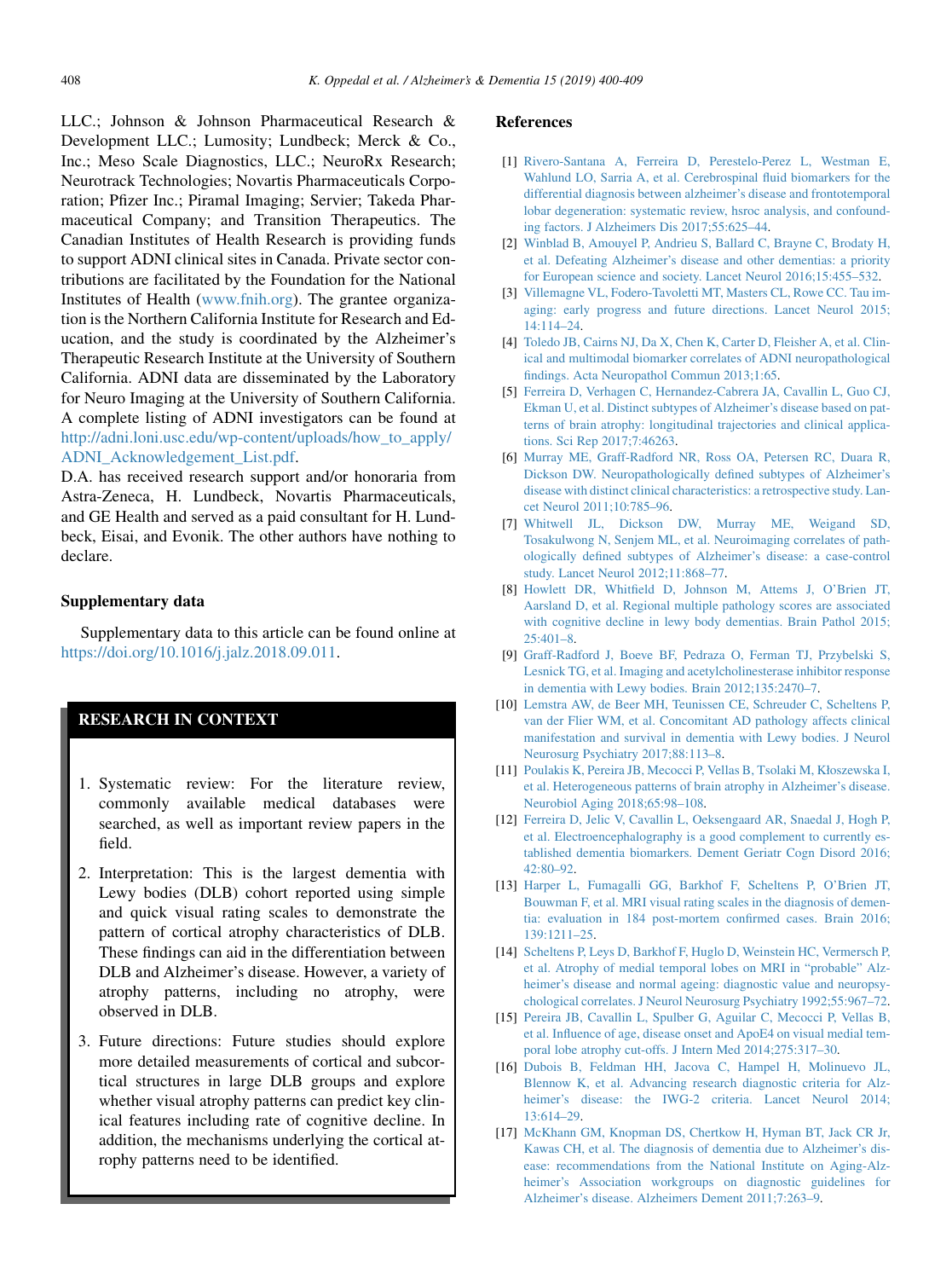LLC.; Johnson & Johnson Pharmaceutical Research & Development LLC.; Lumosity; Lundbeck; Merck & Co., Inc.; Meso Scale Diagnostics, LLC.; NeuroRx Research; Neurotrack Technologies; Novartis Pharmaceuticals Corporation; Pfizer Inc.; Piramal Imaging; Servier; Takeda Pharmaceutical Company; and Transition Therapeutics. The Canadian Institutes of Health Research is providing funds to support ADNI clinical sites in Canada. Private sector contributions are facilitated by the Foundation for the National Institutes of Health (www.fnih.org). The grantee organization is the Northern California Institute for Research and Education, and the study is coordinated by the Alzheimer's Therapeutic Research Institute at the University of Southern California. ADNI data are disseminated by the Laboratory for Neuro Imaging at the University of Southern California. A complete listing of ADNI investigators can be found at http://adni.loni.usc.edu/wp-content/uploads/how_to_apply/ADNI_Acknowledgement_List.pdf.

D.A. has received research support and/or honoraria from Astra-Zeneca, H. Lundbeck, Novartis Pharmaceuticals, and GE Health and served as a paid consultant for H. Lundbeck, Eisai, and Evonik. The other authors have nothing to declare.

## Supplementary data

Supplementary data to this article can be found online at https://doi.org/10.1016/j.jalz.2018.09.011.

## RESEARCH IN CONTEXT

1. Systematic review: For the literature review, commonly available medical databases were searched, as well as important review papers in the field.
2. Interpretation: This is the largest dementia with Lewy bodies (DLB) cohort reported using simple and quick visual rating scales to demonstrate the pattern of cortical atrophy characteristics of DLB. These findings can aid in the differentiation between DLB and Alzheimer's disease. However, a variety of atrophy patterns, including no atrophy, were observed in DLB.
3. Future directions: Future studies should explore more detailed measurements of cortical and subcortical structures in large DLB groups and explore whether visual atrophy patterns can predict key clinical features including rate of cognitive decline. In addition, the mechanisms underlying the cortical atrophy patterns need to be identified.

## References

[1] Rivero-Santana A, Ferreira D, Perestelo-Perez L, Westman E, Wahlund LO, Sarria A, et al. Cerebrospinal fluid biomarkers for the differential diagnosis between alzheimer's disease and frontotemporal lobar degeneration: systematic review, hsroc analysis, and confounding factors. J Alzheimers Dis 2017;55:625–44.

[2] Winblad B, Amouyel P, Andrieu S, Ballard C, Brayne C, Brodaty H, et al. Defeating Alzheimer's disease and other dementias: a priority for European science and society. Lancet Neurol 2016;15:455–532.

[3] Villemagne VL, Fodero-Tavoletti MT, Masters CL, Rowe CC. Tau imaging: early progress and future directions. Lancet Neurol 2015;14:114–24.

[4] Toledo JB, Cairns NJ, Da X, Chen K, Carter D, Fleisher A, et al. Clinical and multimodal biomarker correlates of ADNI neuropathological findings. Acta Neuropathol Commun 2013;1:65.

[5] Ferreira D, Verhagen C, Hernandez-Cabrera JA, Cavallin L, Guo CJ, Ekman U, et al. Distinct subtypes of Alzheimer's disease based on patterns of brain atrophy: longitudinal trajectories and clinical applications. Sci Rep 2017;7:46263.

[6] Murray ME, Graff-Radford NR, Ross OA, Petersen RC, Duara R, Dickson DW. Neuropathologically defined subtypes of Alzheimer's disease with distinct clinical characteristics: a retrospective study. Lancet Neurol 2011;10:785–96.

[7] Whitwell JL, Dickson DW, Murray ME, Weigand SD, Tosakulwong N, Senjem ML, et al. Neuroimaging correlates of pathologically defined subtypes of Alzheimer's disease: a case-control study. Lancet Neurol 2012;11:868–77.

[8] Howlett DR, Whitfield D, Johnson M, Attems J, O'Brien JT, Aarsland D, et al. Regional multiple pathology scores are associated with cognitive decline in lewy body dementias. Brain Pathol 2015;25:401–8.

[9] Graff-Radford J, Boeve BF, Pedraza O, Ferman TJ, Przybelski S, Lesnick TG, et al. Imaging and acetylcholinesterase inhibitor response in dementia with Lewy bodies. Brain 2012;135:2470–7.

[10] Lemstra AW, de Beer MH, Teunissen CE, Schreuder C, Scheltens P, van der Flier WM, et al. Concomitant AD pathology affects clinical manifestation and survival in dementia with Lewy bodies. J Neurol Neurosurg Psychiatry 2017;88:113–8.

[11] Poulakis K, Pereira JB, Mecocci P, Vellas B, Tsolaki M, Kłoszewska I, et al. Heterogeneous patterns of brain atrophy in Alzheimer's disease. Neurobiol Aging 2018;65:98–108.

[12] Ferreira D, Jelic V, Cavallin L, Oeksengaard AR, Snaedal J, Hogh P, et al. Electroencephalography is a good complement to currently established dementia biomarkers. Dement Geriatr Cogn Disord 2016;42:80–92.

[13] Harper L, Fumagalli GG, Barkhof F, Scheltens P, O'Brien JT, Bouwman F, et al. MRI visual rating scales in the diagnosis of dementia: evaluation in 184 post-mortem confirmed cases. Brain 2016;139:1211–25.

[14] Scheltens P, Leys D, Barkhof F, Huglo D, Weinstein HC, Vermersch P, et al. Atrophy of medial temporal lobes on MRI in "probable" Alzheimer's disease and normal ageing: diagnostic value and neuropsychological correlates. J Neurol Neurosurg Psychiatry 1992;55:967–72.

[15] Pereira JB, Cavallin L, Spulber G, Aguilar C, Mecocci P, Vellas B, et al. Influence of age, disease onset and ApoE4 on visual medial temporal lobe atrophy cut-offs. J Intern Med 2014;275:317–30.

[16] Dubois B, Feldman HH, Jacova C, Hampel H, Molinuevo JL, Blennow K, et al. Advancing research diagnostic criteria for Alzheimer's disease: the IWG-2 criteria. Lancet Neurol 2014;13:614–29.

[17] McKhann GM, Knopman DS, Chertkow H, Hyman BT, Jack CR Jr, Kawas CH, et al. The diagnosis of dementia due to Alzheimer's disease: recommendations from the National Institute on Aging-Alzheimer's Association workgroups on diagnostic guidelines for Alzheimer's disease. Alzheimers Dement 2011;7:263–9.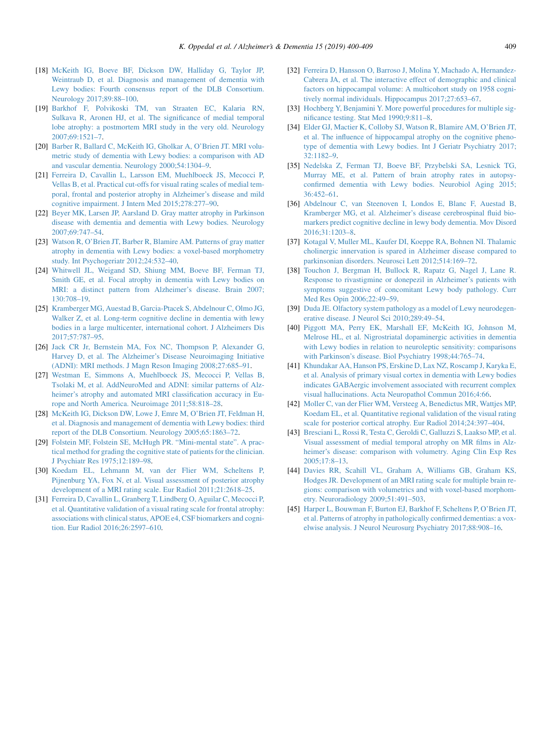[18] McKeith IG, Boeve BF, Dickson DW, Halliday G, Taylor JP, Weintraub D, et al. Diagnosis and management of dementia with Lewy bodies: Fourth consensus report of the DLB Consortium. Neurology 2017;89:88–100.

[19] Barkhof F, Polvikoski TM, van Straaten EC, Kalaria RN, Sulkava R, Aronen HJ, et al. The significance of medial temporal lobe atrophy: a postmortem MRI study in the very old. Neurology 2007;69:1521–7.

[20] Barber R, Ballard C, McKeith IG, Gholkar A, O'Brien JT. MRI volumetric study of dementia with Lewy bodies: a comparison with AD and vascular dementia. Neurology 2000;54:1304–9.

[21] Ferreira D, Cavallin L, Larsson EM, Muehlboeck JS, Mecocci P, Vellas B, et al. Practical cut-offs for visual rating scales of medial temporal, frontal and posterior atrophy in Alzheimer's disease and mild cognitive impairment. J Intern Med 2015;278:277–90.

[22] Beyer MK, Larsen JP, Aarsland D. Gray matter atrophy in Parkinson disease with dementia and dementia with Lewy bodies. Neurology 2007;69:747–54.

[23] Watson R, O'Brien JT, Barber R, Blamire AM. Patterns of gray matter atrophy in dementia with Lewy bodies: a voxel-based morphometry study. Int Psychogeriatr 2012;24:532–40.

[24] Whitwell JL, Weigand SD, Shiung MM, Boeve BF, Ferman TJ, Smith GE, et al. Focal atrophy in dementia with Lewy bodies on MRI: a distinct pattern from Alzheimer's disease. Brain 2007;130:708–19.

[25] Kramberger MG, Auestad B, Garcia-Ptacek S, Abdelnour C, Olmo JG, Walker Z, et al. Long-term cognitive decline in dementia with lewy bodies in a large multicenter, international cohort. J Alzheimers Dis 2017;57:787–95.

[26] Jack CR Jr, Bernstein MA, Fox NC, Thompson P, Alexander G, Harvey D, et al. The Alzheimer's Disease Neuroimaging Initiative (ADNI): MRI methods. J Magn Reson Imaging 2008;27:685–91.

[27] Westman E, Simmons A, Muehlboeck JS, Mecocci P, Vellas B, Tsolaki M, et al. AddNeuroMed and ADNI: similar patterns of Alzheimer's atrophy and automated MRI classification accuracy in Europe and North America. Neuroimage 2011;58:818–28.

[28] McKeith IG, Dickson DW, Lowe J, Emre M, O'Brien JT, Feldman H, et al. Diagnosis and management of dementia with Lewy bodies: third report of the DLB Consortium. Neurology 2005;65:1863–72.

[29] Folstein MF, Folstein SE, McHugh PR. "Mini-mental state". A practical method for grading the cognitive state of patients for the clinician. J Psychiatr Res 1975;12:189–98.

[30] Koedam EL, Lehmann M, van der Flier WM, Scheltens P, Pijnenburg YA, Fox N, et al. Visual assessment of posterior atrophy development of a MRI rating scale. Eur Radiol 2011;21:2618–25.

[31] Ferreira D, Cavallin L, Granberg T, Lindberg O, Aguilar C, Mecocci P, et al. Quantitative validation of a visual rating scale for frontal atrophy: associations with clinical status, APOE e4, CSF biomarkers and cognition. Eur Radiol 2016;26:2597–610.

[32] Ferreira D, Hansson O, Barroso J, Molina Y, Machado A, Hernandez-Cabrera JA, et al. The interactive effect of demographic and clinical factors on hippocampal volume: A multicohort study on 1958 cognitively normal individuals. Hippocampus 2017;27:653–67.

[33] Hochberg Y, Benjamini Y. More powerful procedures for multiple significance testing. Stat Med 1990;9:811–8.

[34] Elder GJ, Mactier K, Colloby SJ, Watson R, Blamire AM, O'Brien JT, et al. The influence of hippocampal atrophy on the cognitive phenotype of dementia with Lewy bodies. Int J Geriatr Psychiatry 2017;32:1182–9.

[35] Nedelska Z, Ferman TJ, Boeve BF, Przybelski SA, Lesnick TG, Murray ME, et al. Pattern of brain atrophy rates in autopsy-confirmed dementia with Lewy bodies. Neurobiol Aging 2015;36:452–61.

[36] Abdelnour C, van Steenoven I, Londos E, Blanc F, Auestad B, Kramberger MG, et al. Alzheimer's disease cerebrospinal fluid biomarkers predict cognitive decline in lewy body dementia. Mov Disord 2016;31:1203–8.

[37] Kotagal V, Muller ML, Kaufer DI, Koeppe RA, Bohnen NI. Thalamic cholinergic innervation is spared in Alzheimer disease compared to parkinsonian disorders. Neurosci Lett 2012;514:169–72.

[38] Touchon J, Bergman H, Bullock R, Rapatz G, Nagel J, Lane R. Response to rivastigmine or donepezil in Alzheimer's patients with symptoms suggestive of concomitant Lewy body pathology. Curr Med Res Opin 2006;22:49–59.

[39] Duda JE. Olfactory system pathology as a model of Lewy neurodegenerative disease. J Neurol Sci 2010;289:49–54.

[40] Piggott MA, Perry EK, Marshall EF, McKeith IG, Johnson M, Melrose HL, et al. Nigrostriatal dopaminergic activities in dementia with Lewy bodies in relation to neuroleptic sensitivity: comparisons with Parkinson's disease. Biol Psychiatry 1998;44:765–74.

[41] Khundakar AA, Hanson PS, Erskine D, Lax NZ, Roscamp J, Karyka E, et al. Analysis of primary visual cortex in dementia with Lewy bodies indicates GABAergic involvement associated with recurrent complex visual hallucinations. Acta Neuropathol Commun 2016;4:66.

[42] Moller C, van der Flier WM, Versteeg A, Benedictus MR, Wattjes MP, Koedam EL, et al. Quantitative regional validation of the visual rating scale for posterior cortical atrophy. Eur Radiol 2014;24:397–404.

[43] Bresciani L, Rossi R, Testa C, Geroldi C, Galluzzi S, Laakso MP, et al. Visual assessment of medial temporal atrophy on MR films in Alzheimer's disease: comparison with volumetry. Aging Clin Exp Res 2005;17:8–13.

[44] Davies RR, Scahill VL, Graham A, Williams GB, Graham KS, Hodges JR. Development of an MRI rating scale for multiple brain regions: comparison with volumetrics and with voxel-based morphometry. Neuroradiology 2009;51:491–503.

[45] Harper L, Bouwman F, Burton EJ, Barkhof F, Scheltens P, O'Brien JT, et al. Patterns of atrophy in pathologically confirmed dementias: a voxelwise analysis. J Neurol Neurosurg Psychiatry 2017;88:908–16.